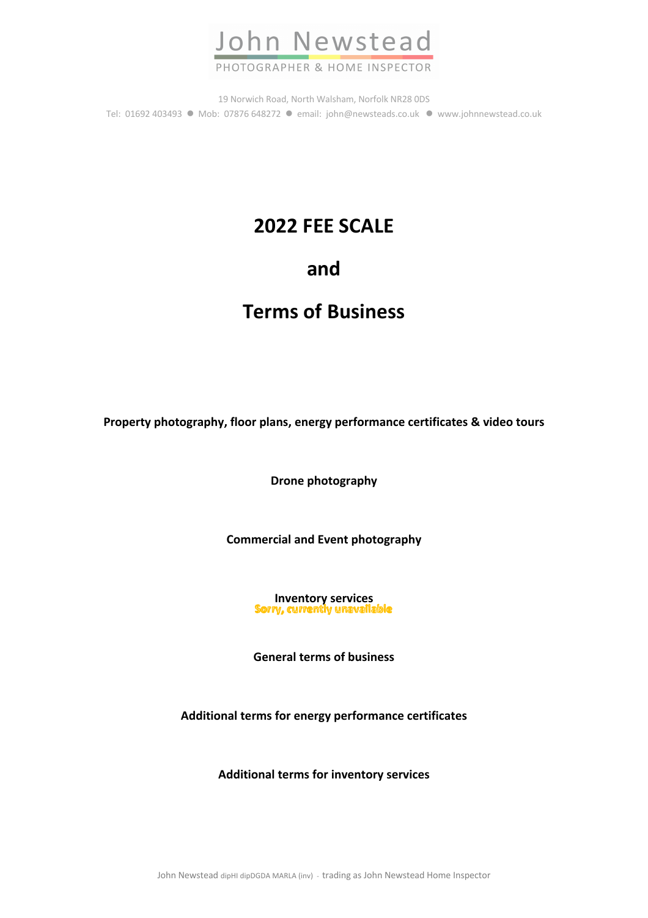John Newstead
PHOTOGRAPHER & HOME INSPECTOR

19 Norwich Road, North Walsham, Norfolk NR28 0DS

Tel: 01692 403493 ● Mob: 07876 648272 ● email: john@newsteads.co.uk ● www.johnnewstead.co.uk

# 2022 FEE SCALE

# and

# Terms of Business

**Property photography, floor plans, energy performance certificates & video tours**

**Drone photography**

**Commercial and Event photography**

**Inventory services**
**Sorry, currently unavailable**

**General terms of business**

**Additional terms for energy performance certificates**

**Additional terms for inventory services**

John Newstead dipHI dipDGDA MARLA (inv) - trading as John Newstead Home Inspector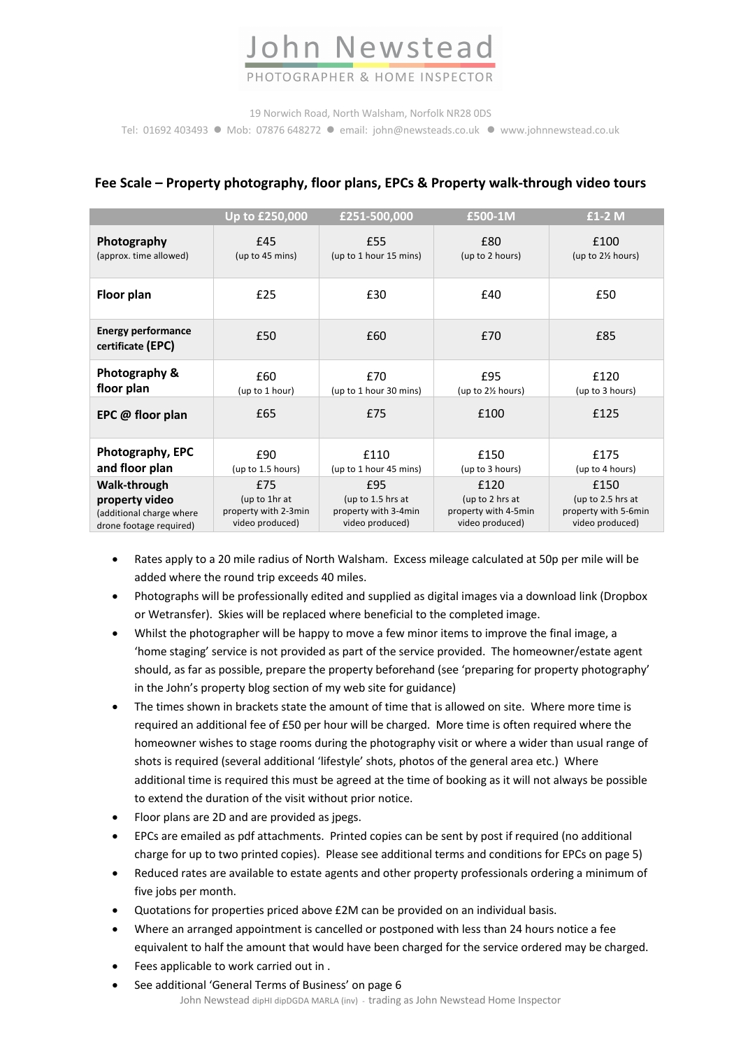# John Newstead

PHOTOGRAPHER & HOME INSPECTOR

19 Norwich Road, North Walsham, Norfolk NR28 0DS

Tel: 01692 403493 ● Mob: 07876 648272 ● email: john@newsteads.co.uk ● www.johnnewstead.co.uk

## Fee Scale – Property photography, floor plans, EPCs & Property walk-through video tours

| | Up to £250,000 | £251-500,000 | £500-1M | £1-2 M |
|---|---|---|---|---|
| **Photography** (approx. time allowed) | £45 (up to 45 mins) | £55 (up to 1 hour 15 mins) | £80 (up to 2 hours) | £100 (up to 2½ hours) |
| **Floor plan** | £25 | £30 | £40 | £50 |
| **Energy performance certificate (EPC)** | £50 | £60 | £70 | £85 |
| **Photography & floor plan** | £60 (up to 1 hour) | £70 (up to 1 hour 30 mins) | £95 (up to 2½ hours) | £120 (up to 3 hours) |
| **EPC @ floor plan** | £65 | £75 | £100 | £125 |
| **Photography, EPC and floor plan** | £90 (up to 1.5 hours) | £110 (up to 1 hour 45 mins) | £150 (up to 3 hours) | £175 (up to 4 hours) |
| **Walk-through property video** (additional charge where drone footage required) | £75 (up to 1hr at property with 2-3min video produced) | £95 (up to 1.5 hrs at property with 3-4min video produced) | £120 (up to 2 hrs at property with 4-5min video produced) | £150 (up to 2.5 hrs at property with 5-6min video produced) |

- Rates apply to a 20 mile radius of North Walsham. Excess mileage calculated at 50p per mile will be added where the round trip exceeds 40 miles.
- Photographs will be professionally edited and supplied as digital images via a download link (Dropbox or Wetransfer). Skies will be replaced where beneficial to the completed image.
- Whilst the photographer will be happy to move a few minor items to improve the final image, a 'home staging' service is not provided as part of the service provided. The homeowner/estate agent should, as far as possible, prepare the property beforehand (see 'preparing for property photography' in the John's property blog section of my web site for guidance)
- The times shown in brackets state the amount of time that is allowed on site. Where more time is required an additional fee of £50 per hour will be charged. More time is often required where the homeowner wishes to stage rooms during the photography visit or where a wider than usual range of shots is required (several additional 'lifestyle' shots, photos of the general area etc.) Where additional time is required this must be agreed at the time of booking as it will not always be possible to extend the duration of the visit without prior notice.
- Floor plans are 2D and are provided as jpegs.
- EPCs are emailed as pdf attachments. Printed copies can be sent by post if required (no additional charge for up to two printed copies). Please see additional terms and conditions for EPCs on page 5)
- Reduced rates are available to estate agents and other property professionals ordering a minimum of five jobs per month.
- Quotations for properties priced above £2M can be provided on an individual basis.
- Where an arranged appointment is cancelled or postponed with less than 24 hours notice a fee equivalent to half the amount that would have been charged for the service ordered may be charged.
- Fees applicable to work carried out in .
- See additional 'General Terms of Business' on page 6

John Newstead dipHI dipDGDA MARLA (inv) - trading as John Newstead Home Inspector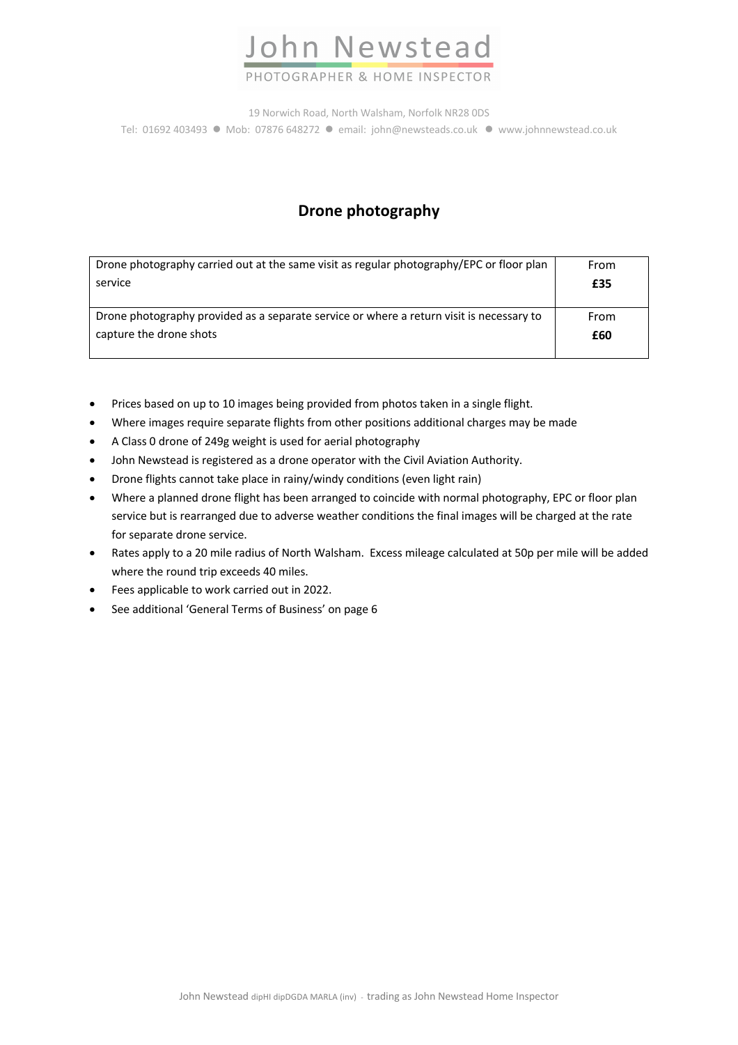John Newstead

PHOTOGRAPHER & HOME INSPECTOR

19 Norwich Road, North Walsham, Norfolk NR28 0DS
Tel: 01692 403493 ● Mob: 07876 648272 ● email: john@newsteads.co.uk ● www.johnnewstead.co.uk

## Drone photography

| Service | Price |
|---|---|
| Drone photography carried out at the same visit as regular photography/EPC or floor plan service | From **£35** |
| Drone photography provided as a separate service or where a return visit is necessary to capture the drone shots | From **£60** |

- Prices based on up to 10 images being provided from photos taken in a single flight.
- Where images require separate flights from other positions additional charges may be made
- A Class 0 drone of 249g weight is used for aerial photography
- John Newstead is registered as a drone operator with the Civil Aviation Authority.
- Drone flights cannot take place in rainy/windy conditions (even light rain)
- Where a planned drone flight has been arranged to coincide with normal photography, EPC or floor plan service but is rearranged due to adverse weather conditions the final images will be charged at the rate for separate drone service.
- Rates apply to a 20 mile radius of North Walsham. Excess mileage calculated at 50p per mile will be added where the round trip exceeds 40 miles.
- Fees applicable to work carried out in 2022.
- See additional 'General Terms of Business' on page 6

John Newstead dipHI dipDGDA MARLA (inv) - trading as John Newstead Home Inspector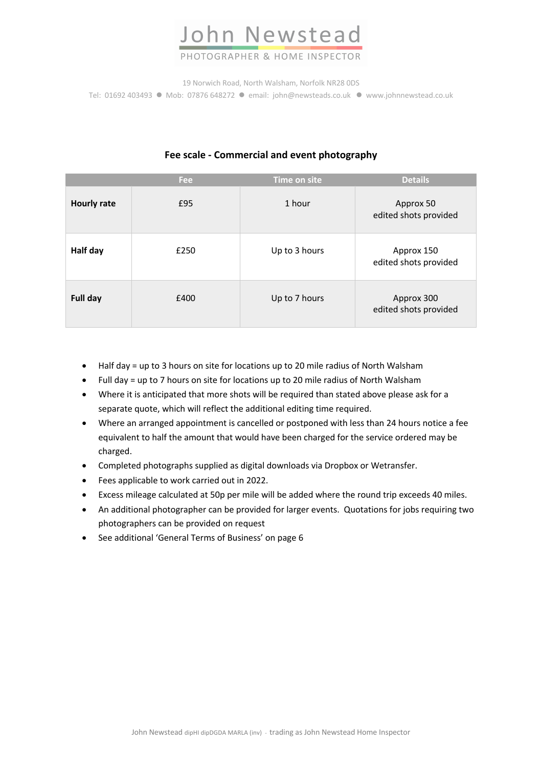# John Newstead

PHOTOGRAPHER & HOME INSPECTOR

19 Norwich Road, North Walsham, Norfolk NR28 0DS

Tel: 01692 403493 ● Mob: 07876 648272 ● email: john@newsteads.co.uk ● www.johnnewstead.co.uk

## Fee scale - Commercial and event photography

| | Fee | Time on site | Details |
|---|---|---|---|
| **Hourly rate** | £95 | 1 hour | Approx 50 edited shots provided |
| **Half day** | £250 | Up to 3 hours | Approx 150 edited shots provided |
| **Full day** | £400 | Up to 7 hours | Approx 300 edited shots provided |

- Half day = up to 3 hours on site for locations up to 20 mile radius of North Walsham
- Full day = up to 7 hours on site for locations up to 20 mile radius of North Walsham
- Where it is anticipated that more shots will be required than stated above please ask for a separate quote, which will reflect the additional editing time required.
- Where an arranged appointment is cancelled or postponed with less than 24 hours notice a fee equivalent to half the amount that would have been charged for the service ordered may be charged.
- Completed photographs supplied as digital downloads via Dropbox or Wetransfer.
- Fees applicable to work carried out in 2022.
- Excess mileage calculated at 50p per mile will be added where the round trip exceeds 40 miles.
- An additional photographer can be provided for larger events. Quotations for jobs requiring two photographers can be provided on request
- See additional 'General Terms of Business' on page 6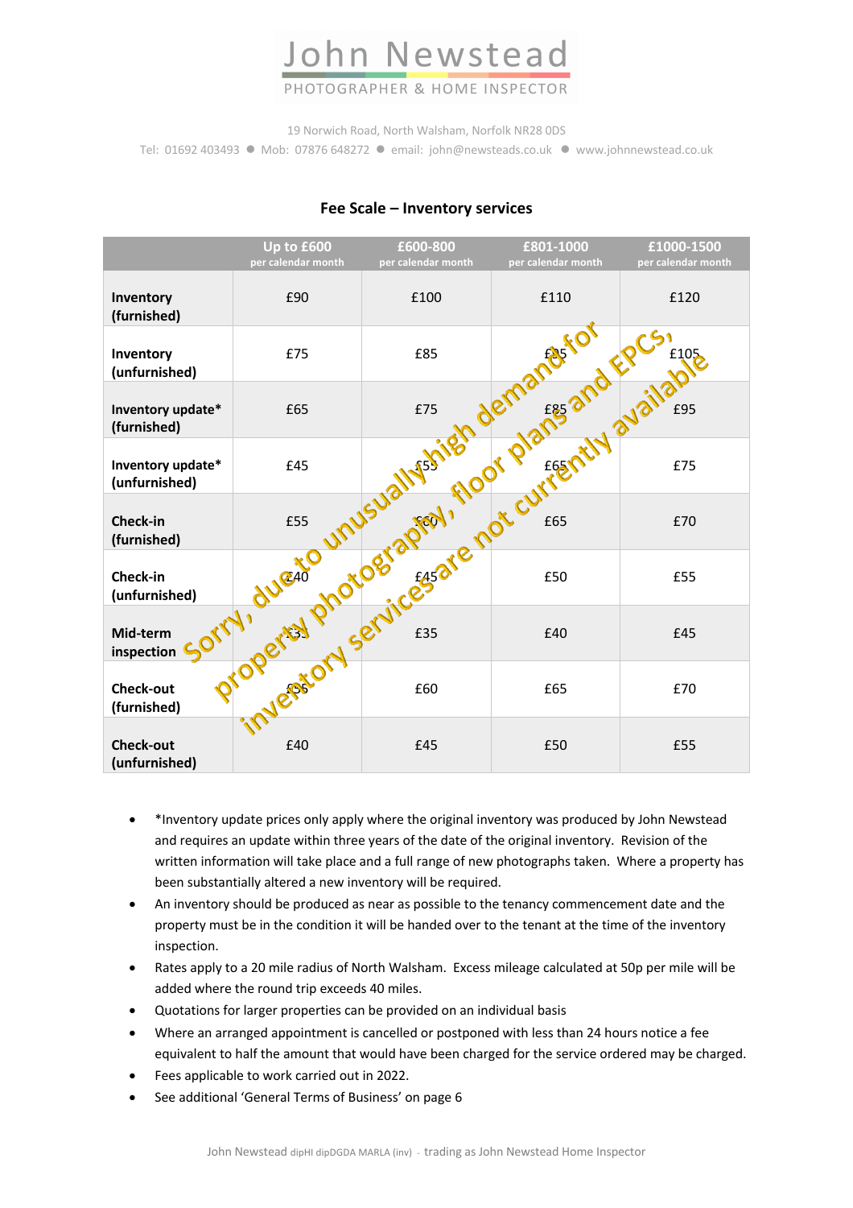# John Newstead

PHOTOGRAPHER & HOME INSPECTOR

19 Norwich Road, North Walsham, Norfolk NR28 0DS

Tel: 01692 403493 ● Mob: 07876 648272 ● email: john@newsteads.co.uk ● www.johnnewstead.co.uk

## Fee Scale – Inventory services

**Sorry, due to unusually high demand for property photography, floor plans and EPCs, inventory services are not currently available**

| | Up to £600 per calendar month | £600-800 per calendar month | £801-1000 per calendar month | £1000-1500 per calendar month |
|---|---|---|---|---|
| **Inventory (furnished)** | £90 | £100 | £110 | £120 |
| **Inventory (unfurnished)** | £75 | £85 | £95 | £105 |
| **Inventory update\* (furnished)** | £65 | £75 | £85 | £95 |
| **Inventory update\* (unfurnished)** | £45 | £55 | £65 | £75 |
| **Check-in (furnished)** | £55 | £60 | £65 | £70 |
| **Check-in (unfurnished)** | £40 | £45 | £50 | £55 |
| **Mid-term inspection** | £30 | £35 | £40 | £45 |
| **Check-out (furnished)** | £55 | £60 | £65 | £70 |
| **Check-out (unfurnished)** | £40 | £45 | £50 | £55 |

- *Inventory update prices only apply where the original inventory was produced by John Newstead and requires an update within three years of the date of the original inventory. Revision of the written information will take place and a full range of new photographs taken. Where a property has been substantially altered a new inventory will be required.
- An inventory should be produced as near as possible to the tenancy commencement date and the property must be in the condition it will be handed over to the tenant at the time of the inventory inspection.
- Rates apply to a 20 mile radius of North Walsham. Excess mileage calculated at 50p per mile will be added where the round trip exceeds 40 miles.
- Quotations for larger properties can be provided on an individual basis
- Where an arranged appointment is cancelled or postponed with less than 24 hours notice a fee equivalent to half the amount that would have been charged for the service ordered may be charged.
- Fees applicable to work carried out in 2022.
- See additional 'General Terms of Business' on page 6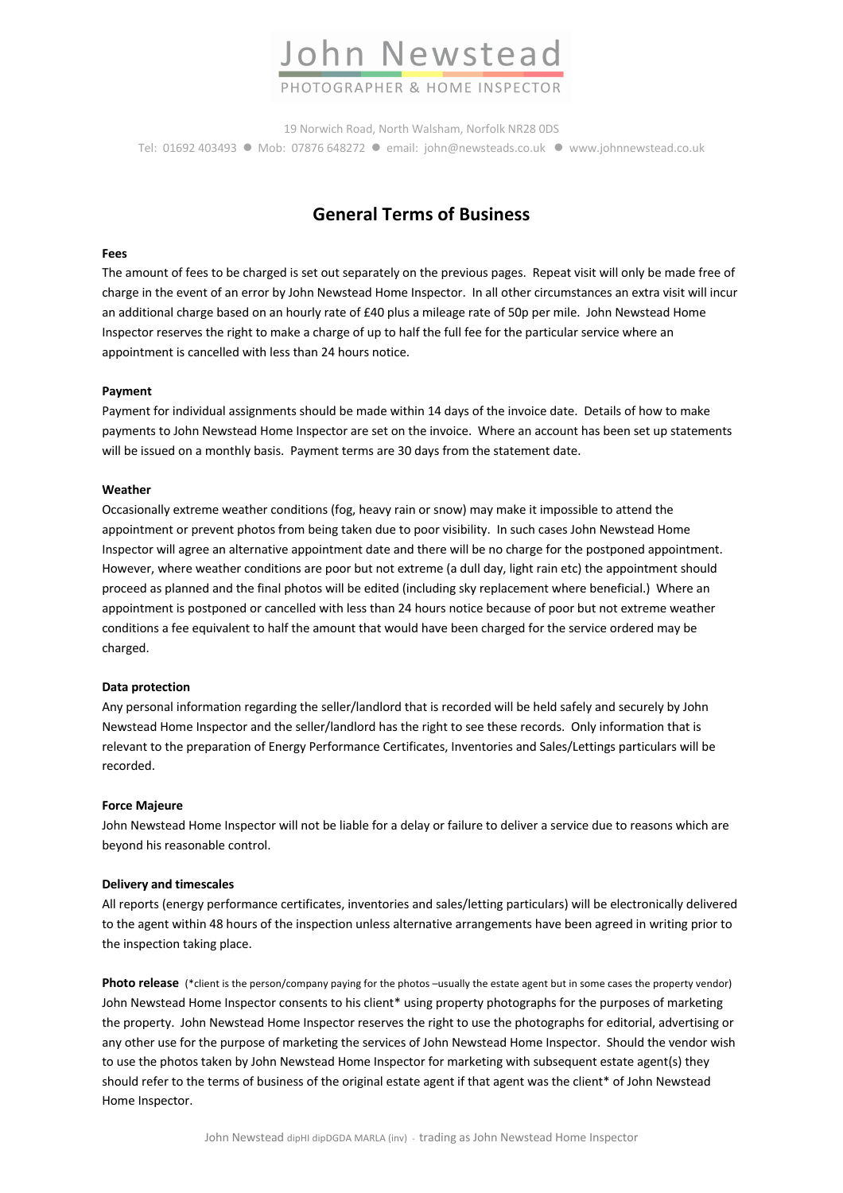John Newstead

PHOTOGRAPHER & HOME INSPECTOR

19 Norwich Road, North Walsham, Norfolk NR28 0DS

Tel: 01692 403493 ● Mob: 07876 648272 ● email: john@newsteads.co.uk ● www.johnnewstead.co.uk

# General Terms of Business

**Fees**

The amount of fees to be charged is set out separately on the previous pages. Repeat visit will only be made free of charge in the event of an error by John Newstead Home Inspector. In all other circumstances an extra visit will incur an additional charge based on an hourly rate of £40 plus a mileage rate of 50p per mile. John Newstead Home Inspector reserves the right to make a charge of up to half the full fee for the particular service where an appointment is cancelled with less than 24 hours notice.

**Payment**

Payment for individual assignments should be made within 14 days of the invoice date. Details of how to make payments to John Newstead Home Inspector are set on the invoice. Where an account has been set up statements will be issued on a monthly basis. Payment terms are 30 days from the statement date.

**Weather**

Occasionally extreme weather conditions (fog, heavy rain or snow) may make it impossible to attend the appointment or prevent photos from being taken due to poor visibility. In such cases John Newstead Home Inspector will agree an alternative appointment date and there will be no charge for the postponed appointment. However, where weather conditions are poor but not extreme (a dull day, light rain etc) the appointment should proceed as planned and the final photos will be edited (including sky replacement where beneficial.) Where an appointment is postponed or cancelled with less than 24 hours notice because of poor but not extreme weather conditions a fee equivalent to half the amount that would have been charged for the service ordered may be charged.

**Data protection**

Any personal information regarding the seller/landlord that is recorded will be held safely and securely by John Newstead Home Inspector and the seller/landlord has the right to see these records. Only information that is relevant to the preparation of Energy Performance Certificates, Inventories and Sales/Lettings particulars will be recorded.

**Force Majeure**

John Newstead Home Inspector will not be liable for a delay or failure to deliver a service due to reasons which are beyond his reasonable control.

**Delivery and timescales**

All reports (energy performance certificates, inventories and sales/letting particulars) will be electronically delivered to the agent within 48 hours of the inspection unless alternative arrangements have been agreed in writing prior to the inspection taking place.

**Photo release** (*client is the person/company paying for the photos –usually the estate agent but in some cases the property vendor)

John Newstead Home Inspector consents to his client* using property photographs for the purposes of marketing the property. John Newstead Home Inspector reserves the right to use the photographs for editorial, advertising or any other use for the purpose of marketing the services of John Newstead Home Inspector. Should the vendor wish to use the photos taken by John Newstead Home Inspector for marketing with subsequent estate agent(s) they should refer to the terms of business of the original estate agent if that agent was the client* of John Newstead Home Inspector.

John Newstead dipHI dipDGDA MARLA (inv) - trading as John Newstead Home Inspector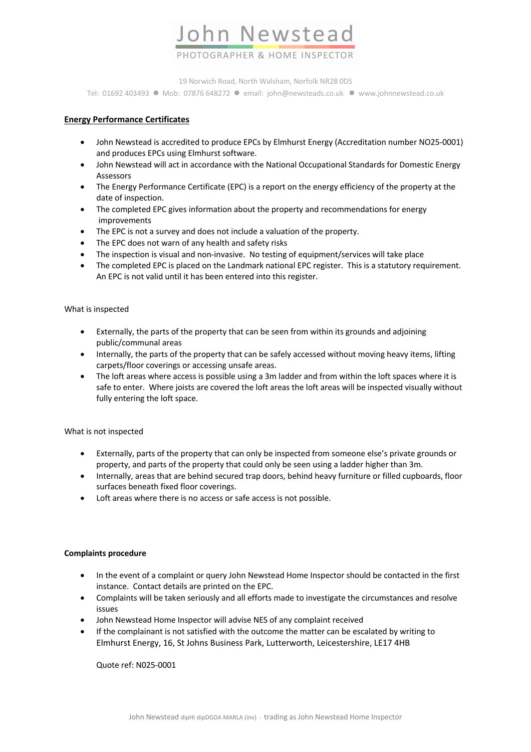# John Newstead

PHOTOGRAPHER & HOME INSPECTOR

19 Norwich Road, North Walsham, Norfolk NR28 0DS

Tel: 01692 403493 ● Mob: 07876 648272 ● email: john@newsteads.co.uk ● www.johnnewstead.co.uk

## Energy Performance Certificates

- John Newstead is accredited to produce EPCs by Elmhurst Energy (Accreditation number NO25-0001) and produces EPCs using Elmhurst software.
- John Newstead will act in accordance with the National Occupational Standards for Domestic Energy Assessors
- The Energy Performance Certificate (EPC) is a report on the energy efficiency of the property at the date of inspection.
- The completed EPC gives information about the property and recommendations for energy improvements
- The EPC is not a survey and does not include a valuation of the property.
- The EPC does not warn of any health and safety risks
- The inspection is visual and non-invasive. No testing of equipment/services will take place
- The completed EPC is placed on the Landmark national EPC register. This is a statutory requirement. An EPC is not valid until it has been entered into this register.

What is inspected

- Externally, the parts of the property that can be seen from within its grounds and adjoining public/communal areas
- Internally, the parts of the property that can be safely accessed without moving heavy items, lifting carpets/floor coverings or accessing unsafe areas.
- The loft areas where access is possible using a 3m ladder and from within the loft spaces where it is safe to enter. Where joists are covered the loft areas the loft areas will be inspected visually without fully entering the loft space.

What is not inspected

- Externally, parts of the property that can only be inspected from someone else's private grounds or property, and parts of the property that could only be seen using a ladder higher than 3m.
- Internally, areas that are behind secured trap doors, behind heavy furniture or filled cupboards, floor surfaces beneath fixed floor coverings.
- Loft areas where there is no access or safe access is not possible.

**Complaints procedure**

- In the event of a complaint or query John Newstead Home Inspector should be contacted in the first instance. Contact details are printed on the EPC.
- Complaints will be taken seriously and all efforts made to investigate the circumstances and resolve issues
- John Newstead Home Inspector will advise NES of any complaint received
- If the complainant is not satisfied with the outcome the matter can be escalated by writing to Elmhurst Energy, 16, St Johns Business Park, Lutterworth, Leicestershire, LE17 4HB

  Quote ref: N025-0001

John Newstead dipHI dipDGDA MARLA (inv) - trading as John Newstead Home Inspector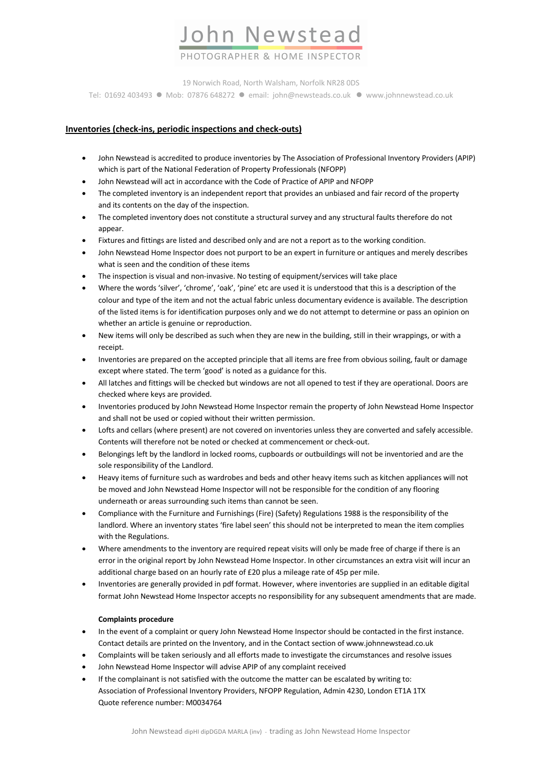# John Newstead

PHOTOGRAPHER & HOME INSPECTOR

19 Norwich Road, North Walsham, Norfolk NR28 0DS

Tel: 01692 403493 ● Mob: 07876 648272 ● email: john@newsteads.co.uk ● www.johnnewstead.co.uk

## Inventories (check-ins, periodic inspections and check-outs)

- John Newstead is accredited to produce inventories by The Association of Professional Inventory Providers (APIP) which is part of the National Federation of Property Professionals (NFOPP)
- John Newstead will act in accordance with the Code of Practice of APIP and NFOPP
- The completed inventory is an independent report that provides an unbiased and fair record of the property and its contents on the day of the inspection.
- The completed inventory does not constitute a structural survey and any structural faults therefore do not appear.
- Fixtures and fittings are listed and described only and are not a report as to the working condition.
- John Newstead Home Inspector does not purport to be an expert in furniture or antiques and merely describes what is seen and the condition of these items
- The inspection is visual and non-invasive. No testing of equipment/services will take place
- Where the words 'silver', 'chrome', 'oak', 'pine' etc are used it is understood that this is a description of the colour and type of the item and not the actual fabric unless documentary evidence is available. The description of the listed items is for identification purposes only and we do not attempt to determine or pass an opinion on whether an article is genuine or reproduction.
- New items will only be described as such when they are new in the building, still in their wrappings, or with a receipt.
- Inventories are prepared on the accepted principle that all items are free from obvious soiling, fault or damage except where stated. The term 'good' is noted as a guidance for this.
- All latches and fittings will be checked but windows are not all opened to test if they are operational. Doors are checked where keys are provided.
- Inventories produced by John Newstead Home Inspector remain the property of John Newstead Home Inspector and shall not be used or copied without their written permission.
- Lofts and cellars (where present) are not covered on inventories unless they are converted and safely accessible. Contents will therefore not be noted or checked at commencement or check-out.
- Belongings left by the landlord in locked rooms, cupboards or outbuildings will not be inventoried and are the sole responsibility of the Landlord.
- Heavy items of furniture such as wardrobes and beds and other heavy items such as kitchen appliances will not be moved and John Newstead Home Inspector will not be responsible for the condition of any flooring underneath or areas surrounding such items than cannot be seen.
- Compliance with the Furniture and Furnishings (Fire) (Safety) Regulations 1988 is the responsibility of the landlord. Where an inventory states 'fire label seen' this should not be interpreted to mean the item complies with the Regulations.
- Where amendments to the inventory are required repeat visits will only be made free of charge if there is an error in the original report by John Newstead Home Inspector. In other circumstances an extra visit will incur an additional charge based on an hourly rate of £20 plus a mileage rate of 45p per mile.
- Inventories are generally provided in pdf format. However, where inventories are supplied in an editable digital format John Newstead Home Inspector accepts no responsibility for any subsequent amendments that are made.

**Complaints procedure**

- In the event of a complaint or query John Newstead Home Inspector should be contacted in the first instance. Contact details are printed on the Inventory, and in the Contact section of www.johnnewstead.co.uk
- Complaints will be taken seriously and all efforts made to investigate the circumstances and resolve issues
- John Newstead Home Inspector will advise APIP of any complaint received
- If the complainant is not satisfied with the outcome the matter can be escalated by writing to:
  Association of Professional Inventory Providers, NFOPP Regulation, Admin 4230, London ET1A 1TX
  Quote reference number: M0034764

John Newstead dipHI dipDGDA MARLA (inv) - trading as John Newstead Home Inspector